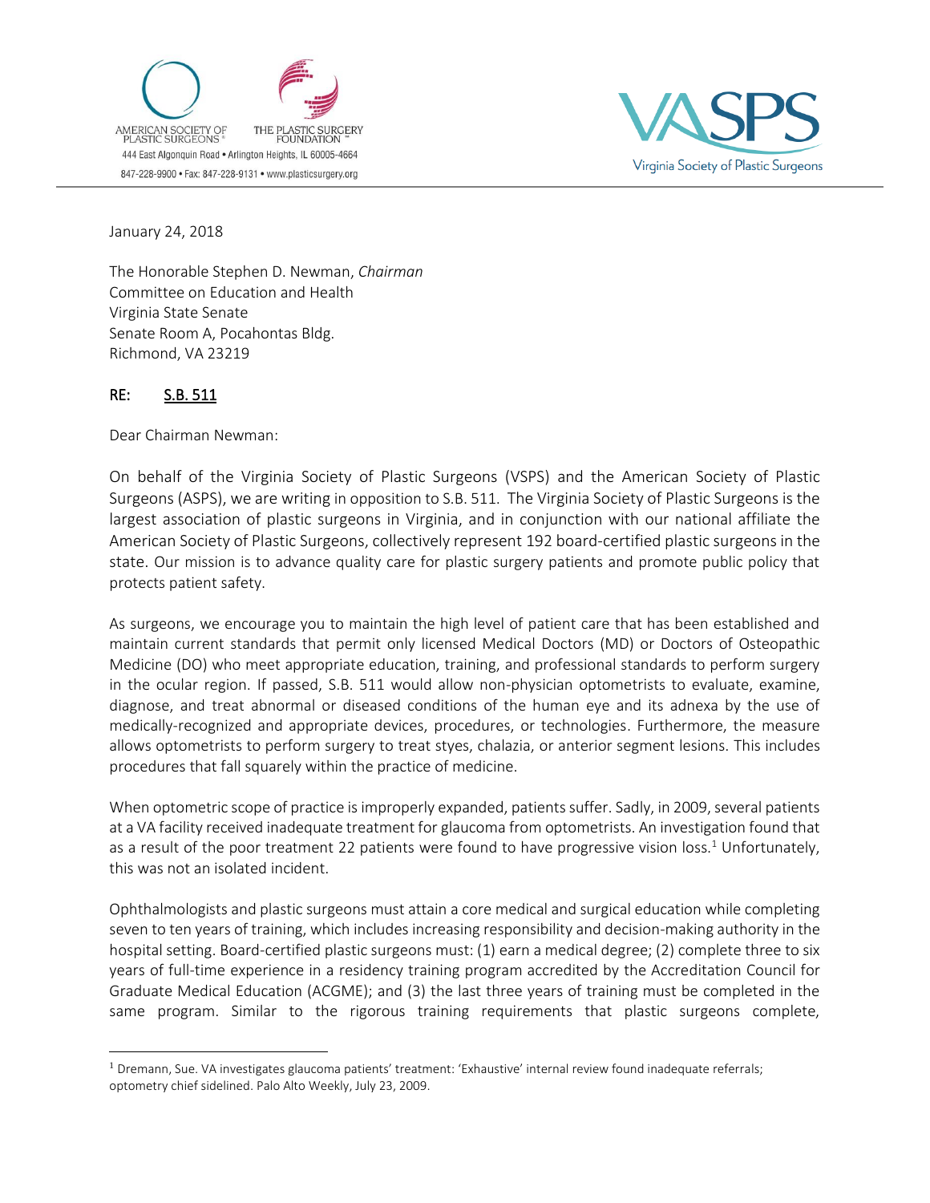AMERICAN SOCIETY OF PLASTIC SURGEONS®

THE PLASTIC SURGERY FOUNDATION™

444 East Algonquin Road • Arlington Heights, IL 60005-4664

847-228-9900 • Fax: 847-228-9131 • www.plasticsurgery.org

VASPS Virginia Society of Plastic Surgeons

January 24, 2018

The Honorable Stephen D. Newman, *Chairman*
Committee on Education and Health
Virginia State Senate
Senate Room A, Pocahontas Bldg.
Richmond, VA 23219

**RE: S.B. 511**

Dear Chairman Newman:

On behalf of the Virginia Society of Plastic Surgeons (VSPS) and the American Society of Plastic Surgeons (ASPS), we are writing in opposition to S.B. 511. The Virginia Society of Plastic Surgeons is the largest association of plastic surgeons in Virginia, and in conjunction with our national affiliate the American Society of Plastic Surgeons, collectively represent 192 board-certified plastic surgeons in the state. Our mission is to advance quality care for plastic surgery patients and promote public policy that protects patient safety.

As surgeons, we encourage you to maintain the high level of patient care that has been established and maintain current standards that permit only licensed Medical Doctors (MD) or Doctors of Osteopathic Medicine (DO) who meet appropriate education, training, and professional standards to perform surgery in the ocular region. If passed, S.B. 511 would allow non-physician optometrists to evaluate, examine, diagnose, and treat abnormal or diseased conditions of the human eye and its adnexa by the use of medically-recognized and appropriate devices, procedures, or technologies. Furthermore, the measure allows optometrists to perform surgery to treat styes, chalazia, or anterior segment lesions. This includes procedures that fall squarely within the practice of medicine.

When optometric scope of practice is improperly expanded, patients suffer. Sadly, in 2009, several patients at a VA facility received inadequate treatment for glaucoma from optometrists. An investigation found that as a result of the poor treatment 22 patients were found to have progressive vision loss.[1] Unfortunately, this was not an isolated incident.

Ophthalmologists and plastic surgeons must attain a core medical and surgical education while completing seven to ten years of training, which includes increasing responsibility and decision-making authority in the hospital setting. Board-certified plastic surgeons must: (1) earn a medical degree; (2) complete three to six years of full-time experience in a residency training program accredited by the Accreditation Council for Graduate Medical Education (ACGME); and (3) the last three years of training must be completed in the same program. Similar to the rigorous training requirements that plastic surgeons complete,

---

[1] Dremann, Sue. VA investigates glaucoma patients' treatment: 'Exhaustive' internal review found inadequate referrals; optometry chief sidelined. Palo Alto Weekly, July 23, 2009.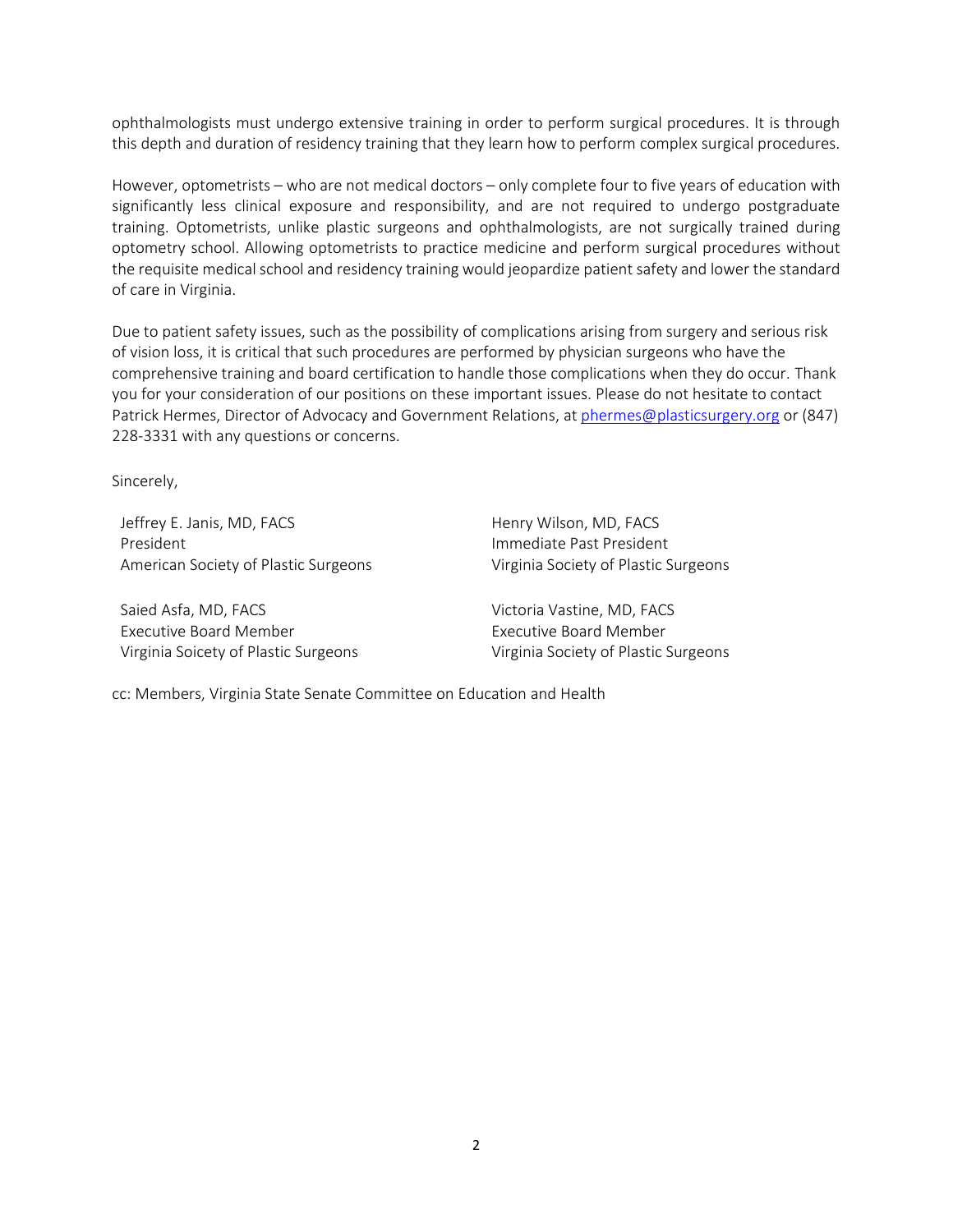ophthalmologists must undergo extensive training in order to perform surgical procedures. It is through this depth and duration of residency training that they learn how to perform complex surgical procedures.

However, optometrists – who are not medical doctors – only complete four to five years of education with significantly less clinical exposure and responsibility, and are not required to undergo postgraduate training. Optometrists, unlike plastic surgeons and ophthalmologists, are not surgically trained during optometry school. Allowing optometrists to practice medicine and perform surgical procedures without the requisite medical school and residency training would jeopardize patient safety and lower the standard of care in Virginia.

Due to patient safety issues, such as the possibility of complications arising from surgery and serious risk of vision loss, it is critical that such procedures are performed by physician surgeons who have the comprehensive training and board certification to handle those complications when they do occur. Thank you for your consideration of our positions on these important issues. Please do not hesitate to contact Patrick Hermes, Director of Advocacy and Government Relations, at [phermes@plasticsurgery.org](mailto:phermes@plasticsurgery.org) or (847) 228-3331 with any questions or concerns.

Sincerely,

Jeffrey E. Janis, MD, FACS
President
American Society of Plastic Surgeons

Henry Wilson, MD, FACS
Immediate Past President
Virginia Society of Plastic Surgeons

Saied Asfa, MD, FACS
Executive Board Member
Virginia Soicety of Plastic Surgeons

Victoria Vastine, MD, FACS
Executive Board Member
Virginia Society of Plastic Surgeons

cc: Members, Virginia State Senate Committee on Education and Health